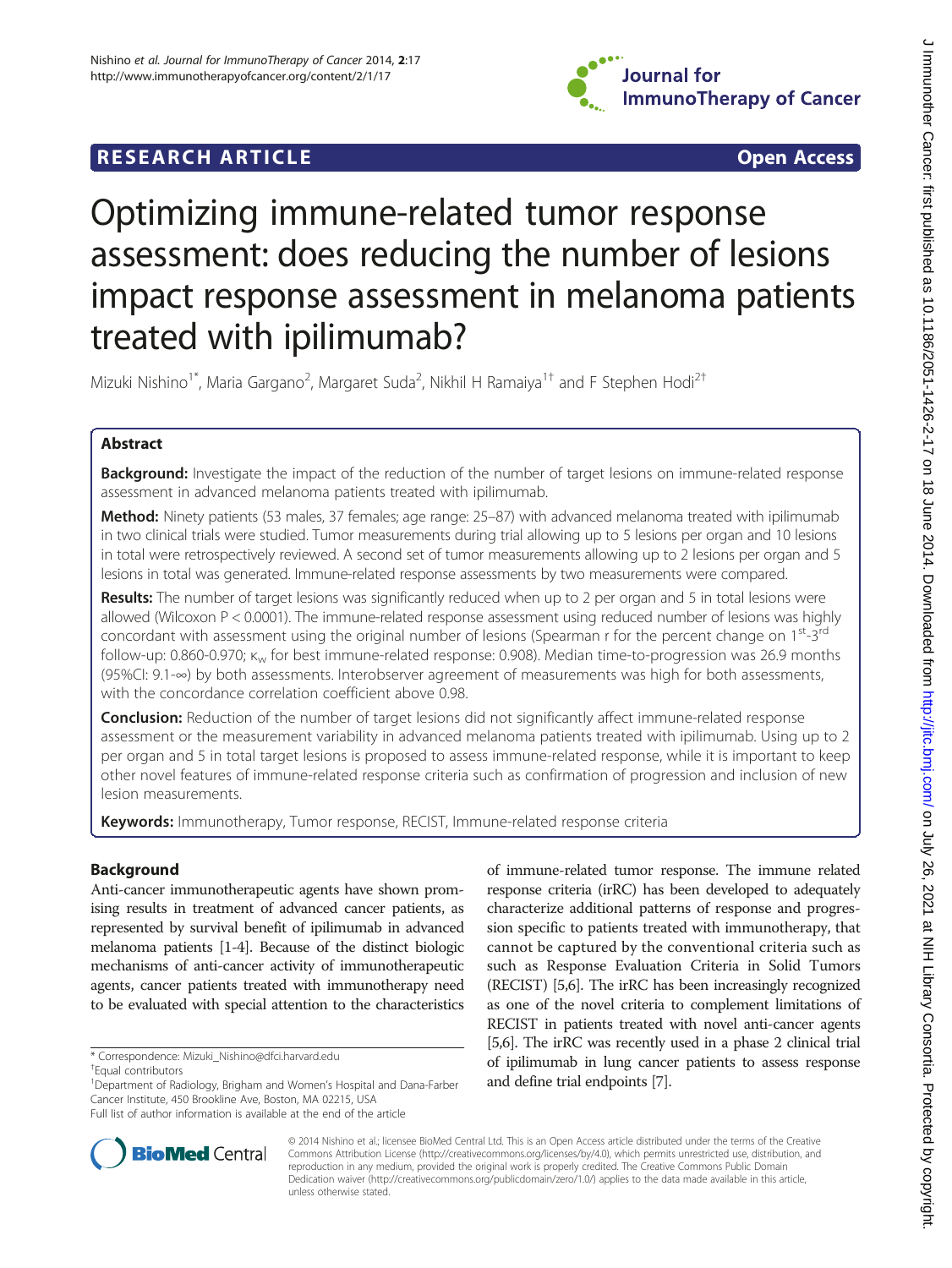RESEARCH ARTICLE Open Access

# Optimizing immune-related tumor response assessment: does reducing the number of lesions impact response assessment in melanoma patients treated with ipilimumab?

Mizuki Nishino[1*], Maria Gargano[2], Margaret Suda[2], Nikhil H Ramaiya[1†] and F Stephen Hodi[2†]

## Abstract

**Background:** Investigate the impact of the reduction of the number of target lesions on immune-related response assessment in advanced melanoma patients treated with ipilimumab.

**Method:** Ninety patients (53 males, 37 females; age range: 25–87) with advanced melanoma treated with ipilimumab in two clinical trials were studied. Tumor measurements during trial allowing up to 5 lesions per organ and 10 lesions in total were retrospectively reviewed. A second set of tumor measurements allowing up to 2 lesions per organ and 5 lesions in total was generated. Immune-related response assessments by two measurements were compared.

**Results:** The number of target lesions was significantly reduced when up to 2 per organ and 5 in total were allowed (Wilcoxon P < 0.0001). The immune-related response assessment using reduced number of lesions was highly concordant with assessment using the original number of lesions (Spearman r for the percent change on 1st-3rd follow-up: 0.860-0.970; $\kappa_w$ for best immune-related response: 0.908). Median time-to-progression was 26.9 months (95%CI: 9.1-∞) by both assessments. Interobserver agreement of measurements was high for both assessments, with the concordance correlation coefficient above 0.98.

**Conclusion:** Reduction of the number of target lesions did not significantly affect immune-related response assessment or the measurement variability in advanced melanoma patients treated with ipilimumab. Using up to 2 per organ and 5 in total target lesions is proposed to assess immune-related response, while it is important to keep other novel features of immune-related response criteria such as confirmation of progression and inclusion of new lesion measurements.

**Keywords:** Immunotherapy, Tumor response, RECIST, Immune-related response criteria

## Background

Anti-cancer immunotherapeutic agents have shown promising results in treatment of advanced cancer patients, as represented by survival benefit of ipilimumab in advanced melanoma patients [1-4]. Because of the distinct biologic mechanisms of anti-cancer activity of immunotherapeutic agents, cancer patients treated with immunotherapy need to be evaluated with special attention to the characteristics of immune-related tumor response. The immune related response criteria (irRC) has been developed to adequately characterize additional patterns of response and progression specific to patients treated with immunotherapy, that cannot be captured by the conventional criteria such as such as Response Evaluation Criteria in Solid Tumors (RECIST) [5,6]. The irRC has been increasingly recognized as one of the novel criteria to complement limitations of RECIST in patients treated with novel anti-cancer agents [5,6]. The irRC was recently used in a phase 2 clinical trial of ipilimumab in lung cancer patients to assess response and define trial endpoints [7].

\* Correspondence: Mizuki_Nishino@dfci.harvard.edu
†Equal contributors
[1]Department of Radiology, Brigham and Women's Hospital and Dana-Farber Cancer Institute, 450 Brookline Ave, Boston, MA 02215, USA
Full list of author information is available at the end of the article

© 2014 Nishino et al.; licensee BioMed Central Ltd. This is an Open Access article distributed under the terms of the Creative Commons Attribution License (http://creativecommons.org/licenses/by/4.0), which permits unrestricted use, distribution, and reproduction in any medium, provided the original work is properly credited. The Creative Commons Public Domain Dedication waiver (http://creativecommons.org/publicdomain/zero/1.0/) applies to the data made available in this article, unless otherwise stated.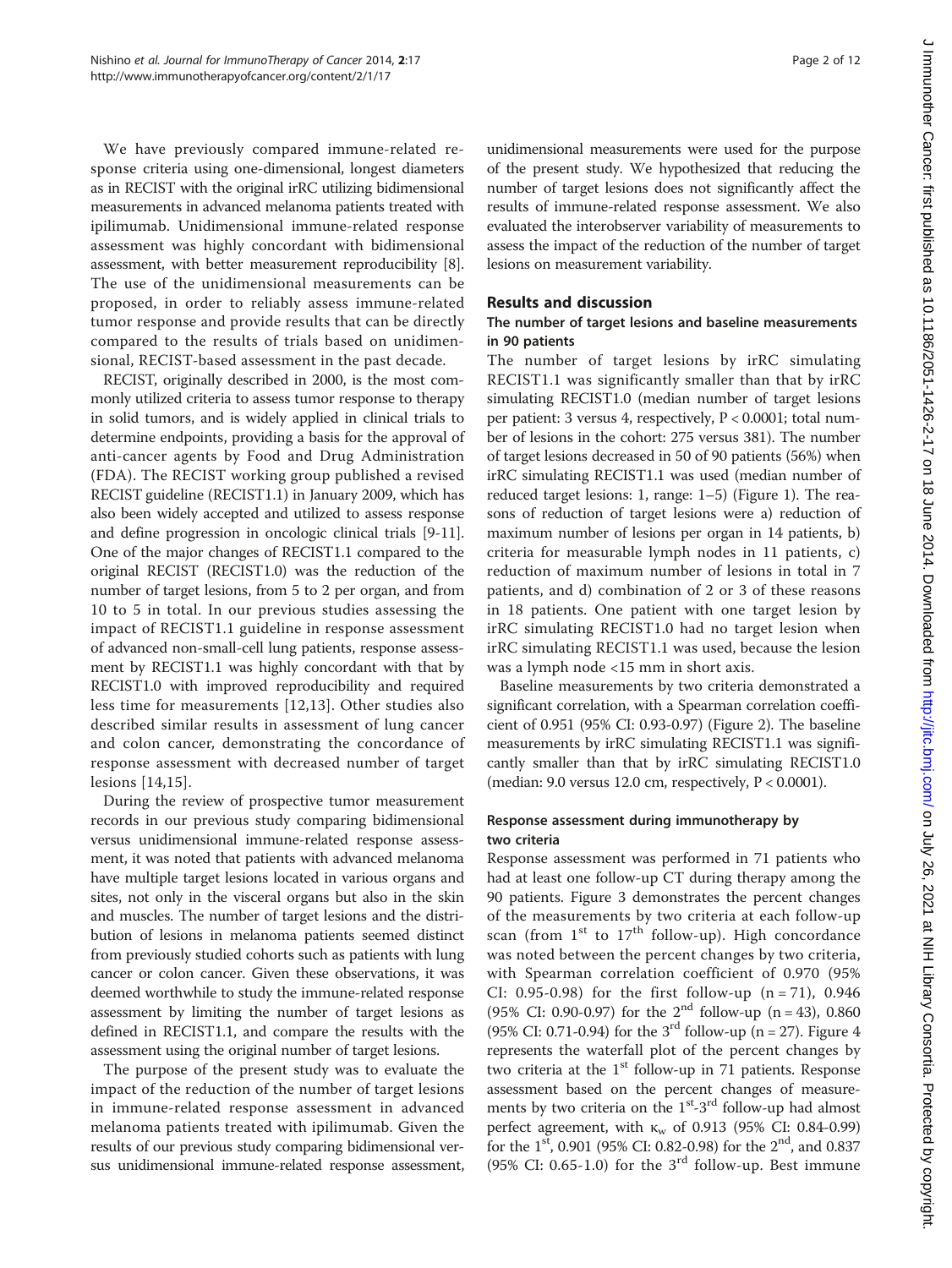We have previously compared immune-related response criteria using one-dimensional, longest diameters as in RECIST with the original irRC utilizing bidimensional measurements in advanced melanoma patients treated with ipilimumab. Unidimensional immune-related response assessment was highly concordant with bidimensional assessment, with better measurement reproducibility [8]. The use of the unidimensional measurements can be proposed, in order to reliably assess immune-related tumor response and provide results that can be directly compared to the results of trials based on unidimensional, RECIST-based assessment in the past decade.

RECIST, originally described in 2000, is the most commonly utilized criteria to assess tumor response to therapy in solid tumors, and is widely applied in clinical trials to determine endpoints, providing a basis for the approval of anti-cancer agents by Food and Drug Administration (FDA). The RECIST working group published a revised RECIST guideline (RECIST1.1) in January 2009, which has also been widely accepted and utilized to assess response and define progression in oncologic clinical trials [9-11]. One of the major changes of RECIST1.1 compared to the original RECIST (RECIST1.0) was the reduction of the number of target lesions, from 5 to 2 per organ, and from 10 to 5 in total. In our previous studies assessing the impact of RECIST1.1 guideline in response assessment of advanced non-small-cell lung patients, response assessment by RECIST1.1 was highly concordant with that by RECIST1.0 with improved reproducibility and required less time for measurements [12,13]. Other studies also described similar results in assessment of lung cancer and colon cancer, demonstrating the concordance of response assessment with decreased number of target lesions [14,15].

During the review of prospective tumor measurement records in our previous study comparing bidimensional versus unidimensional immune-related response assessment, it was noted that patients with advanced melanoma have multiple target lesions located in various organs and sites, not only in the visceral organs but also in the skin and muscles. The number of target lesions and the distribution of lesions in melanoma patients seemed distinct from previously studied cohorts such as patients with lung cancer or colon cancer. Given these observations, it was deemed worthwhile to study the immune-related response assessment by limiting the number of target lesions as defined in RECIST1.1, and compare the results with the assessment using the original number of target lesions.

The purpose of the present study was to evaluate the impact of the reduction of the number of target lesions in immune-related response assessment in advanced melanoma patients treated with ipilimumab. Given the results of our previous study comparing bidimensional versus unidimensional immune-related response assessment, unidimensional measurements were used for the purpose of the present study. We hypothesized that reducing the number of target lesions does not significantly affect the results of immune-related response assessment. We also evaluated the interobserver variability of measurements to assess the impact of the reduction of the number of target lesions on measurement variability.

## Results and discussion

### The number of target lesions and baseline measurements in 90 patients

The number of target lesions by irRC simulating RECIST1.1 was significantly smaller than that by irRC simulating RECIST1.0 (median number of target lesions per patient: 3 versus 4, respectively, $P < 0.0001$; total number of lesions in the cohort: 275 versus 381). The number of target lesions decreased in 50 of 90 patients (56%) when irRC simulating RECIST1.1 was used (median number of reduced target lesions: 1, range: 1–5) (Figure 1). The reasons of reduction of target lesions were a) reduction of maximum number of lesions per organ in 14 patients, b) criteria for measurable lymph nodes in 11 patients, c) reduction of maximum number of lesions in total in 7 patients, and d) combination of 2 or 3 of these reasons in 18 patients. One patient with one target lesion by irRC simulating RECIST1.0 had no target lesion when irRC simulating RECIST1.1 was used, because the lesion was a lymph node <15 mm in short axis.

Baseline measurements by two criteria demonstrated a significant correlation, with a Spearman correlation coefficient of 0.951 (95% CI: 0.93-0.97) (Figure 2). The baseline measurements by irRC simulating RECIST1.1 was significantly smaller than that by irRC simulating RECIST1.0 (median: 9.0 versus 12.0 cm, respectively, $P < 0.0001$).

### Response assessment during immunotherapy by two criteria

Response assessment was performed in 71 patients who had at least one follow-up CT during therapy among the 90 patients. Figure 3 demonstrates the percent changes of the measurements by two criteria at each follow-up scan (from 1st to 17th follow-up). High concordance was noted between the percent changes by two criteria, with Spearman correlation coefficient of 0.970 (95% CI: 0.95-0.98) for the first follow-up ($n = 71$), 0.946 (95% CI: 0.90-0.97) for the 2nd follow-up ($n = 43$), 0.860 (95% CI: 0.71-0.94) for the 3rd follow-up ($n = 27$). Figure 4 represents the waterfall plot of the percent changes by two criteria at the 1st follow-up in 71 patients. Response assessment based on the percent changes of measurements by two criteria on the 1st-3rd follow-up had almost perfect agreement, with $\kappa_w$ of 0.913 (95% CI: 0.84-0.99) for the 1st, 0.901 (95% CI: 0.82-0.98) for the 2nd, and 0.837 (95% CI: 0.65-1.0) for the 3rd follow-up. Best immune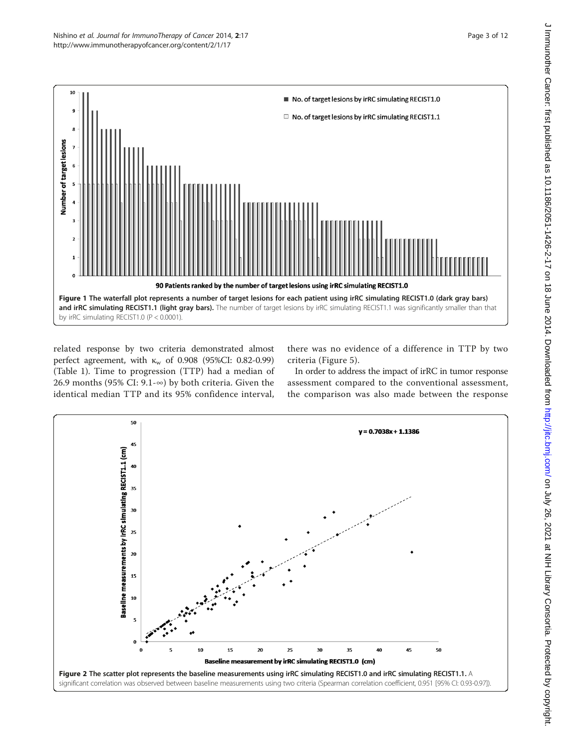**Figure 1 The waterfall plot represents a number of target lesions for each patient using irRC simulating RECIST1.0 (dark gray bars) and irRC simulating RECIST1.1 (light gray bars).** The number of target lesions by irRC simulating RECIST1.1 was significantly smaller than that by irRC simulating RECIST1.0 (P < 0.0001).

related response by two criteria demonstrated almost perfect agreement, with $\kappa_w$ of 0.908 (95%CI: 0.82-0.99) (Table 1). Time to progression (TTP) had a median of 26.9 months (95% CI: 9.1-∞) by both criteria. Given the identical median TTP and its 95% confidence interval, there was no evidence of a difference in TTP by two criteria (Figure 5).

In order to address the impact of irRC in tumor response assessment compared to the conventional assessment, the comparison was also made between the response

**Figure 2 The scatter plot represents the baseline measurements using irRC simulating RECIST1.0 and irRC simulating RECIST1.1.** A significant correlation was observed between baseline measurements using two criteria (Spearman correlation coefficient, 0.951 [95% CI: 0.93-0.97]).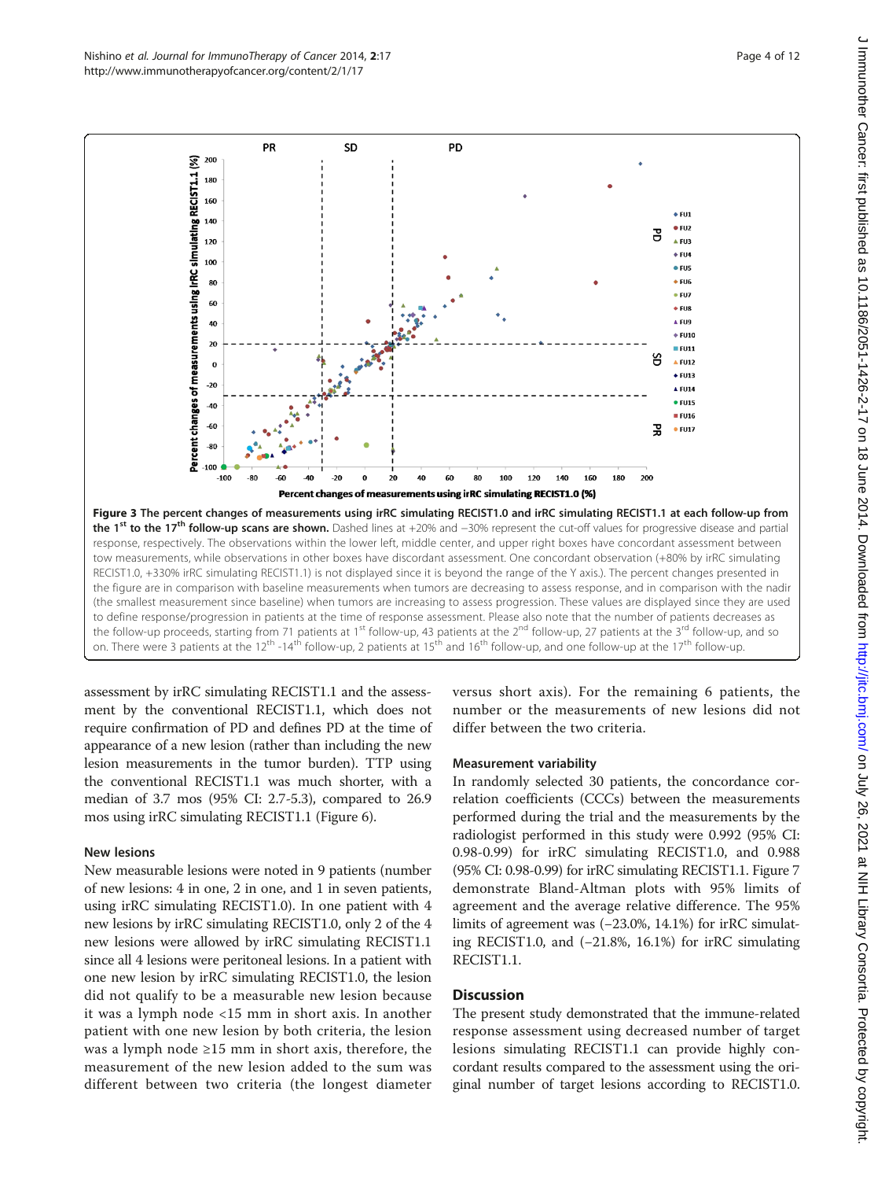Figure 3 The percent changes of measurements using irRC simulating RECIST1.0 and irRC simulating RECIST1.1 at each follow-up from the 1st to the 17th follow-up scans are shown. Dashed lines at +20% and −30% represent the cut-off values for progressive disease and partial response, respectively. The observations within the lower left, middle center, and upper right boxes have concordant assessment between tow measurements, while observations in other boxes have discordant assessment. One concordant observation (+80% by irRC simulating RECIST1.0, +330% irRC simulating RECIST1.1) is not displayed since it is beyond the range of the Y axis.). The percent changes presented in the figure are in comparison with baseline measurements when tumors are decreasing to assess response, and in comparison with the nadir (the smallest measurement since baseline) when tumors are increasing to assess progression. These values are displayed since they are used to define response/progression in patients at the time of response assessment. Please also note that the number of patients decreases as the follow-up proceeds, starting from 71 patients at 1st follow-up, 43 patients at the 2nd follow-up, 27 patients at the 3rd follow-up, and so on. There were 3 patients at the 12th -14th follow-up, 2 patients at 15th and 16th follow-up, and one follow-up at the 17th follow-up.

assessment by irRC simulating RECIST1.1 and the assessment by the conventional RECIST1.1, which does not require confirmation of PD and defines PD at the time of appearance of a new lesion (rather than including the new lesion measurements in the tumor burden). TTP using the conventional RECIST1.1 was much shorter, with a median of 3.7 mos (95% CI: 2.7-5.3), compared to 26.9 mos using irRC simulating RECIST1.1 (Figure 6).

### New lesions

New measurable lesions were noted in 9 patients (number of new lesions: 4 in one, 2 in one, and 1 in seven patients, using irRC simulating RECIST1.0). In one patient with 4 new lesions by irRC simulating RECIST1.0, only 2 of the 4 new lesions were allowed by irRC simulating RECIST1.1 since all 4 lesions were peritoneal lesions. In a patient with one new lesion by irRC simulating RECIST1.0, the lesion did not qualify to be a measurable new lesion because it was a lymph node <15 mm in short axis. In another patient with one new lesion by both criteria, the lesion was a lymph node ≥15 mm in short axis, therefore, the measurement of the new lesion added to the sum was different between two criteria (the longest diameter versus short axis). For the remaining 6 patients, the number or the measurements of new lesions did not differ between the two criteria.

### Measurement variability

In randomly selected 30 patients, the concordance correlation coefficients (CCCs) between the measurements performed during the trial and the measurements by the radiologist performed in this study were 0.992 (95% CI: 0.98-0.99) for irRC simulating RECIST1.0, and 0.988 (95% CI: 0.98-0.99) for irRC simulating RECIST1.1. Figure 7 demonstrate Bland-Altman plots with 95% limits of agreement and the average relative difference. The 95% limits of agreement was (−23.0%, 14.1%) for irRC simulating RECIST1.0, and (−21.8%, 16.1%) for irRC simulating RECIST1.1.

## Discussion

The present study demonstrated that the immune-related response assessment using decreased number of target lesions simulating RECIST1.1 can provide highly concordant results compared to the assessment using the original number of target lesions according to RECIST1.0.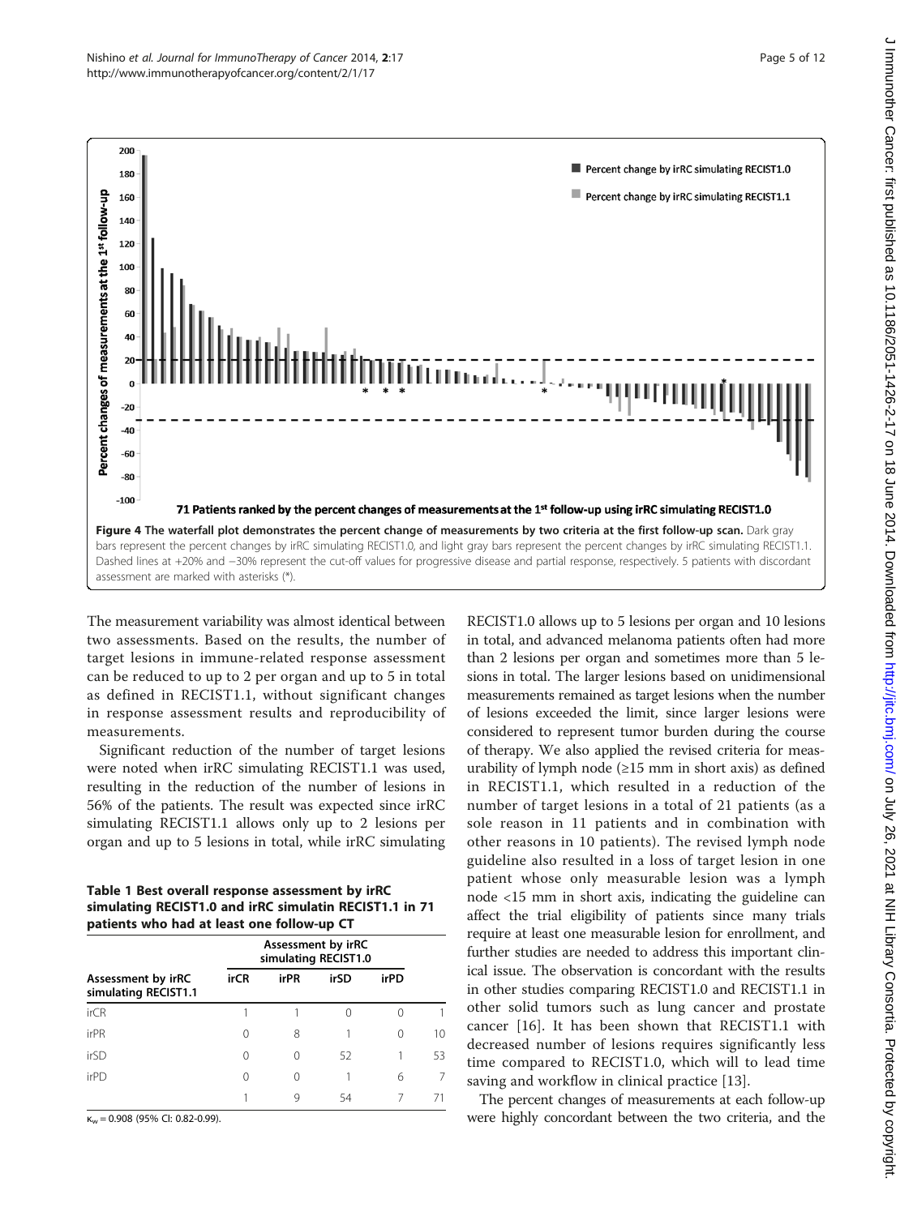Figure 4 The waterfall plot demonstrates the percent change of measurements by two criteria at the first follow-up scan. Dark gray bars represent the percent changes by irRC simulating RECIST1.0, and light gray bars represent the percent changes by irRC simulating RECIST1.1. Dashed lines at +20% and −30% represent the cut-off values for progressive disease and partial response, respectively. 5 patients with discordant assessment are marked with asterisks (*).

The measurement variability was almost identical between two assessments. Based on the results, the number of target lesions in immune-related response assessment can be reduced to up to 2 per organ and up to 5 in total as defined in RECIST1.1, without significant changes in response assessment results and reproducibility of measurements.

Significant reduction of the number of target lesions were noted when irRC simulating RECIST1.1 was used, resulting in the reduction of the number of lesions in 56% of the patients. The result was expected since irRC simulating RECIST1.1 allows only up to 2 lesions per organ and up to 5 lesions in total, while irRC simulating RECIST1.0 allows up to 5 lesions per organ and 10 lesions in total, and advanced melanoma patients often had more than 2 lesions per organ and sometimes more than 5 lesions in total. The larger lesions based on unidimensional measurements remained as target lesions when the number of lesions exceeded the limit, since larger lesions were considered to represent tumor burden during the course of therapy. We also applied the revised criteria for measurability of lymph node (≥15 mm in short axis) as defined in RECIST1.1, which resulted in a reduction of the number of target lesions in a total of 21 patients (as a sole reason in 11 patients and in combination with other reasons in 10 patients). The revised lymph node guideline also resulted in a loss of target lesion in one patient whose only measurable lesion was a lymph node <15 mm in short axis, indicating the guideline can affect the trial eligibility of patients since many trials require at least one measurable lesion for enrollment, and further studies are needed to address this important clinical issue. The observation is concordant with the results in other studies comparing RECIST1.0 and RECIST1.1 in other solid tumors such as lung cancer and prostate cancer [16]. It has been shown that RECIST1.1 with decreased number of lesions requires significantly less time compared to RECIST1.0, which will to lead time saving and workflow in clinical practice [13].

**Table 1 Best overall response assessment by irRC simulating RECIST1.0 and irRC simulatin RECIST1.1 in 71 patients who had at least one follow-up CT**

| Assessment by irRC simulating RECIST1.1 | Assessment by irRC simulating RECIST1.0 | | | | |
|---|---|---|---|---|---|
| | irCR | irPR | irSD | irPD | |
| irCR | 1 | 1 | 0 | 0 | 1 |
| irPR | 0 | 8 | 1 | 0 | 10 |
| irSD | 0 | 0 | 52 | 1 | 53 |
| irPD | 0 | 0 | 1 | 6 | 7 |
| | 1 | 9 | 54 | 7 | 71 |

$\kappa_w$ = 0.908 (95% CI: 0.82-0.99).

The percent changes of measurements at each follow-up were highly concordant between the two criteria, and the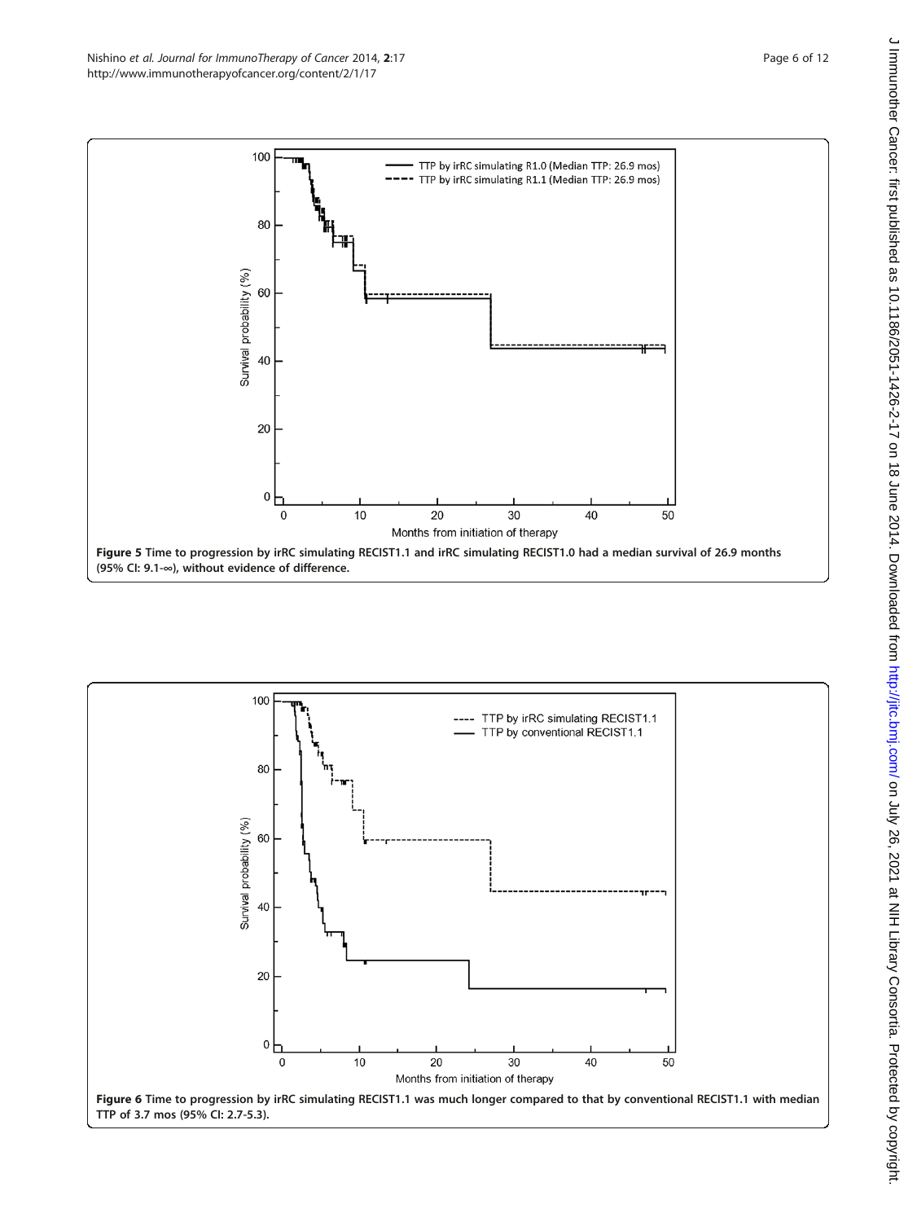**Figure 5 Time to progression by irRC simulating RECIST1.1 and irRC simulating RECIST1.0 had a median survival of 26.9 months (95% CI: 9.1-∞), without evidence of difference.**

**Figure 6 Time to progression by irRC simulating RECIST1.1 was much longer compared to that by conventional RECIST1.1 with median TTP of 3.7 mos (95% CI: 2.7-5.3).**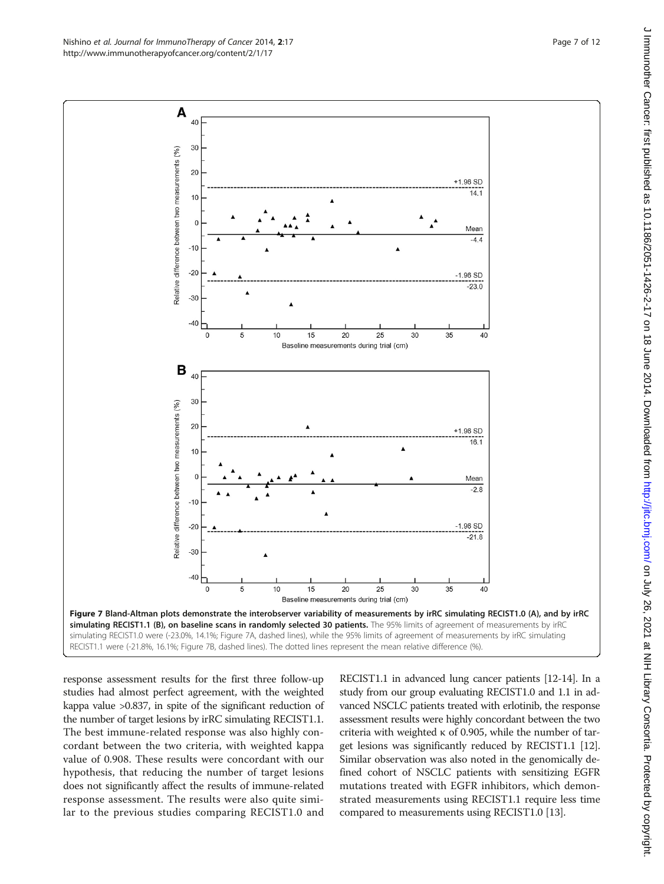**Figure 7 Bland-Altman plots demonstrate the interobserver variability of measurements by irRC simulating RECIST1.0 (A), and by irRC simulating RECIST1.1 (B), on baseline scans in randomly selected 30 patients.** The 95% limits of agreement of measurements by irRC simulating RECIST1.0 were (-23.0%, 14.1%; Figure 7A, dashed lines), while the 95% limits of agreement of measurements by irRC simulating RECIST1.1 were (-21.8%, 16.1%; Figure 7B, dashed lines). The dotted lines represent the mean relative difference (%).

response assessment results for the first three follow-up studies had almost perfect agreement, with the weighted kappa value >0.837, in spite of the significant reduction of the number of target lesions by irRC simulating RECIST1.1. The best immune-related response was also highly concordant between the two criteria, with weighted kappa value of 0.908. These results were concordant with our hypothesis, that reducing the number of target lesions does not significantly affect the results of immune-related response assessment. The results were also quite similar to the previous studies comparing RECIST1.0 and RECIST1.1 in advanced lung cancer patients [12-14]. In a study from our group evaluating RECIST1.0 and 1.1 in advanced NSCLC patients treated with erlotinib, the response assessment results were highly concordant between the two criteria with weighted κ of 0.905, while the number of target lesions was significantly reduced by RECIST1.1 [12]. Similar observation was also noted in the genomically defined cohort of NSCLC patients with sensitizing EGFR mutations treated with EGFR inhibitors, which demonstrated measurements using RECIST1.1 require less time compared to measurements using RECIST1.0 [13].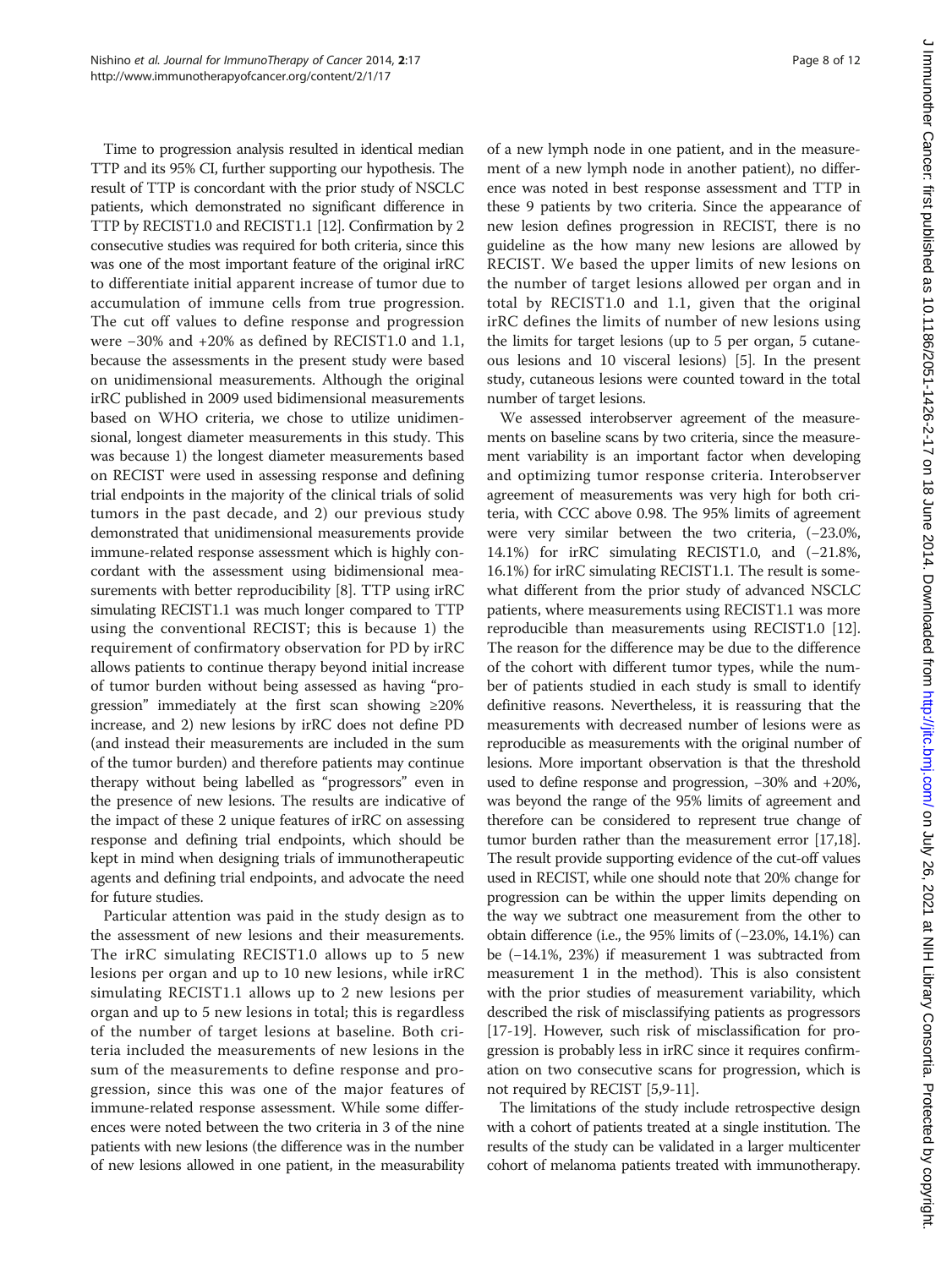Time to progression analysis resulted in identical median TTP and its 95% CI, further supporting our hypothesis. The result of TTP is concordant with the prior study of NSCLC patients, which demonstrated no significant difference in TTP by RECIST1.0 and RECIST1.1 [12]. Confirmation by 2 consecutive studies was required for both criteria, since this was one of the most important feature of the original irRC to differentiate initial apparent increase of tumor due to accumulation of immune cells from true progression. The cut off values to define response and progression were −30% and +20% as defined by RECIST1.0 and 1.1, because the assessments in the present study were based on unidimensional measurements. Although the original irRC published in 2009 used bidimensional measurements based on WHO criteria, we chose to utilize unidimensional, longest diameter measurements in this study. This was because 1) the longest diameter measurements based on RECIST were used in assessing response and defining trial endpoints in the majority of the clinical trials of solid tumors in the past decade, and 2) our previous study demonstrated that unidimensional measurements provide immune-related response assessment which is highly concordant with the assessment using bidimensional measurements with better reproducibility [8]. TTP using irRC simulating RECIST1.1 was much longer compared to TTP using the conventional RECIST; this is because 1) the requirement of confirmatory observation for PD by irRC allows patients to continue therapy beyond initial increase of tumor burden without being assessed as having "progression" immediately at the first scan showing ≥20% increase, and 2) new lesions by irRC does not define PD (and instead their measurements are included in the sum of the tumor burden) and therefore patients may continue therapy without being labelled as "progressors" even in the presence of new lesions. The results are indicative of the impact of these 2 unique features of irRC on assessing response and defining trial endpoints, which should be kept in mind when designing trials of immunotherapeutic agents and defining trial endpoints, and advocate the need for future studies.

Particular attention was paid in the study design as to the assessment of new lesions and their measurements. The irRC simulating RECIST1.0 allows up to 5 new lesions per organ and up to 10 new lesions, while irRC simulating RECIST1.1 allows up to 2 new lesions per organ and up to 5 new lesions in total; this is regardless of the number of target lesions at baseline. Both criteria included the measurements of new lesions in the sum of the measurements to define response and progression, since this was one of the major features of immune-related response assessment. While some differences were noted between the two criteria in 3 of the nine patients with new lesions (the difference was in the number of new lesions allowed in one patient, in the measurability of a new lymph node in one patient, and in the measurement of a new lymph node in another patient), no difference was noted in best response assessment and TTP in these 9 patients by two criteria. Since the appearance of new lesion defines progression in RECIST, there is no guideline as the how many new lesions are allowed by RECIST. We based the upper limits of new lesions on the number of target lesions allowed per organ and in total by RECIST1.0 and 1.1, given that the original irRC defines the limits of number of new lesions using the limits for target lesions (up to 5 per organ, 5 cutaneous lesions and 10 visceral lesions) [5]. In the present study, cutaneous lesions were counted toward in the total number of target lesions.

We assessed interobserver agreement of the measurements on baseline scans by two criteria, since the measurement variability is an important factor when developing and optimizing tumor response criteria. Interobserver agreement of measurements was very high for both criteria, with CCC above 0.98. The 95% limits of agreement were very similar between the two criteria, (−23.0%, 14.1%) for irRC simulating RECIST1.0, and (−21.8%, 16.1%) for irRC simulating RECIST1.1. The result is somewhat different from the prior study of advanced NSCLC patients, where measurements using RECIST1.1 was more reproducible than measurements using RECIST1.0 [12]. The reason for the difference may be due to the difference of the cohort with different tumor types, while the number of patients studied in each study is small to identify definitive reasons. Nevertheless, it is reassuring that the measurements with decreased number of lesions were as reproducible as measurements with the original number of lesions. More important observation is that the threshold used to define response and progression, −30% and +20%, was beyond the range of the 95% limits of agreement and therefore can be considered to represent true change of tumor burden rather than the measurement error [17,18]. The result provide supporting evidence of the cut-off values used in RECIST, while one should note that 20% change for progression can be within the upper limits depending on the way we subtract one measurement from the other to obtain difference (i.e., the 95% limits of (−23.0%, 14.1%) can be (−14.1%, 23%) if measurement 1 was subtracted from measurement 1 in the method). This is also consistent with the prior studies of measurement variability, which described the risk of misclassifying patients as progressors [17-19]. However, such risk of misclassification for progression is probably less in irRC since it requires confirmation on two consecutive scans for progression, which is not required by RECIST [5,9-11].

The limitations of the study include retrospective design with a cohort of patients treated at a single institution. The results of the study can be validated in a larger multicenter cohort of melanoma patients treated with immunotherapy.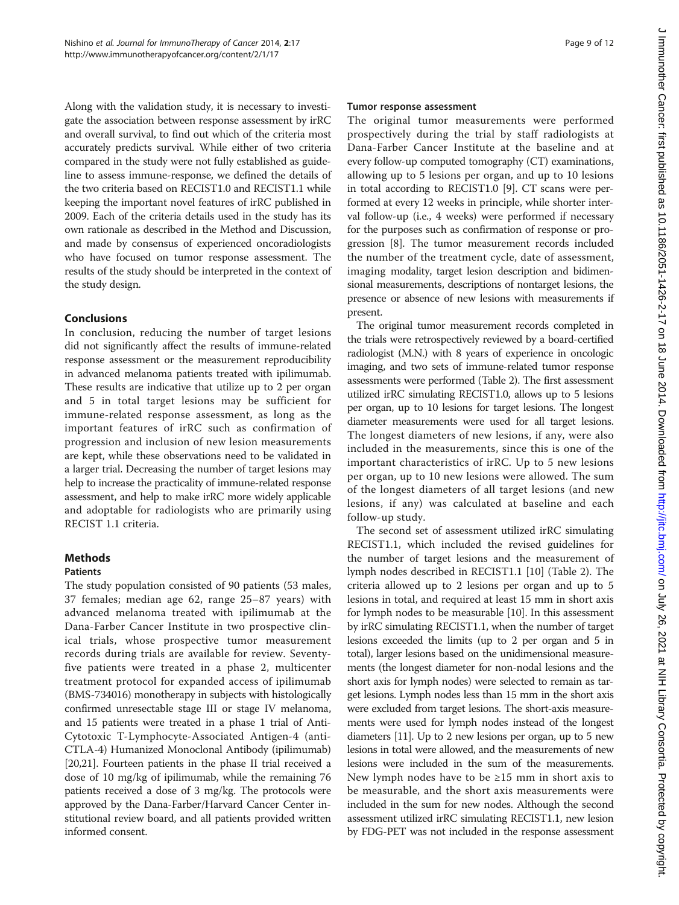Along with the validation study, it is necessary to investigate the association between response assessment by irRC and overall survival, to find out which of the criteria most accurately predicts survival. While either of two criteria compared in the study were not fully established as guideline to assess immune-response, we defined the details of the two criteria based on RECIST1.0 and RECIST1.1 while keeping the important novel features of irRC published in 2009. Each of the criteria details used in the study has its own rationale as described in the Method and Discussion, and made by consensus of experienced oncoradiologists who have focused on tumor response assessment. The results of the study should be interpreted in the context of the study design.

## Conclusions

In conclusion, reducing the number of target lesions did not significantly affect the results of immune-related response assessment or the measurement reproducibility in advanced melanoma patients treated with ipilimumab. These results are indicative that utilize up to 2 per organ and 5 in total target lesions may be sufficient for immune-related response assessment, as long as the important features of irRC such as confirmation of progression and inclusion of new lesion measurements are kept, while these observations need to be validated in a larger trial. Decreasing the number of target lesions may help to increase the practicality of immune-related response assessment, and help to make irRC more widely applicable and adoptable for radiologists who are primarily using RECIST 1.1 criteria.

## Methods

### Patients

The study population consisted of 90 patients (53 males, 37 females; median age 62, range 25–87 years) with advanced melanoma treated with ipilimumab at the Dana-Farber Cancer Institute in two prospective clinical trials, whose prospective tumor measurement records during trials are available for review. Seventy-five patients were treated in a phase 2, multicenter treatment protocol for expanded access of ipilimumab (BMS-734016) monotherapy in subjects with histologically confirmed unresectable stage III or stage IV melanoma, and 15 patients were treated in a phase 1 trial of Anti-Cytotoxic T-Lymphocyte-Associated Antigen-4 (anti-CTLA-4) Humanized Monoclonal Antibody (ipilimumab) [20,21]. Fourteen patients in the phase II trial received a dose of 10 mg/kg of ipilimumab, while the remaining 76 patients received a dose of 3 mg/kg. The protocols were approved by the Dana-Farber/Harvard Cancer Center institutional review board, and all patients provided written informed consent.

### Tumor response assessment

The original tumor measurements were performed prospectively during the trial by staff radiologists at Dana-Farber Cancer Institute at the baseline and at every follow-up computed tomography (CT) examinations, allowing up to 5 lesions per organ, and up to 10 lesions in total according to RECIST1.0 [9]. CT scans were performed at every 12 weeks in principle, while shorter interval follow-up (i.e., 4 weeks) were performed if necessary for the purposes such as confirmation of response or progression [8]. The tumor measurement records included the number of the treatment cycle, date of assessment, imaging modality, target lesion description and bidimensional measurements, descriptions of nontarget lesions, the presence or absence of new lesions with measurements if present.

The original tumor measurement records completed in the trials were retrospectively reviewed by a board-certified radiologist (M.N.) with 8 years of experience in oncologic imaging, and two sets of immune-related tumor response assessments were performed (Table 2). The first assessment utilized irRC simulating RECIST1.0, allows up to 5 lesions per organ, up to 10 lesions for target lesions. The longest diameter measurements were used for all target lesions. The longest diameters of new lesions, if any, were also included in the measurements, since this is one of the important characteristics of irRC. Up to 5 new lesions per organ, up to 10 new lesions were allowed. The sum of the longest diameters of all target lesions (and new lesions, if any) was calculated at baseline and each follow-up study.

The second set of assessment utilized irRC simulating RECIST1.1, which included the revised guidelines for the number of target lesions and the measurement of lymph nodes described in RECIST1.1 [10] (Table 2). The criteria allowed up to 2 lesions per organ and up to 5 lesions in total, and required at least 15 mm in short axis for lymph nodes to be measurable [10]. In this assessment by irRC simulating RECIST1.1, when the number of target lesions exceeded the limits (up to 2 per organ and 5 in total), larger lesions based on the unidimensional measurements (the longest diameter for non-nodal lesions and the short axis for lymph nodes) were selected to remain as target lesions. Lymph nodes less than 15 mm in the short axis were excluded from target lesions. The short-axis measurements were used for lymph nodes instead of the longest diameters [11]. Up to 2 new lesions per organ, up to 5 new lesions in total were allowed, and the measurements of new lesions were included in the sum of the measurements. New lymph nodes have to be ≥15 mm in short axis to be measurable, and the short axis measurements were included in the sum for new nodes. Although the second assessment utilized irRC simulating RECIST1.1, new lesion by FDG-PET was not included in the response assessment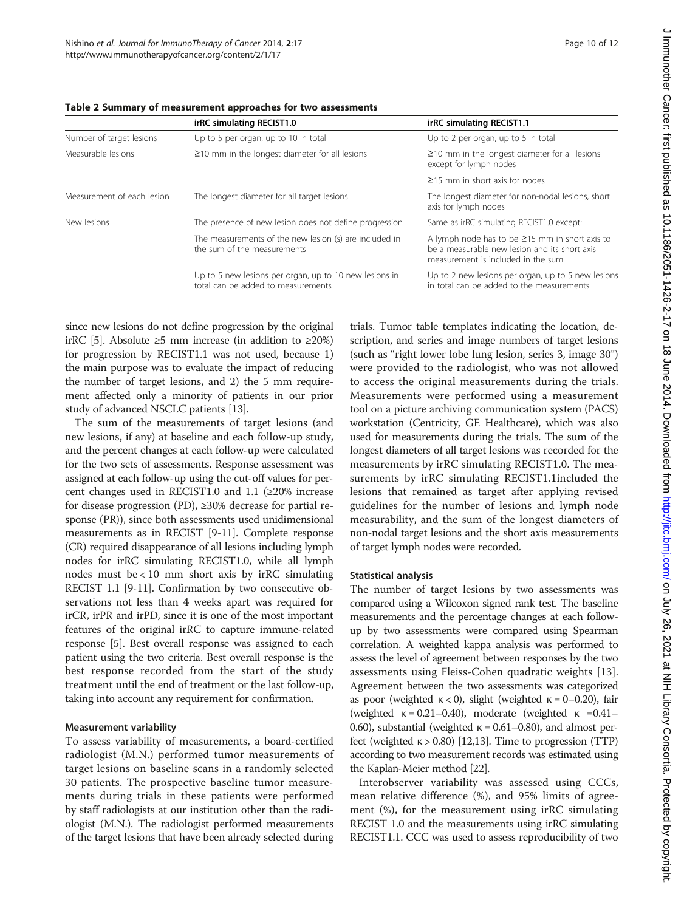**Table 2 Summary of measurement approaches for two assessments**

| | irRC simulating RECIST1.0 | irRC simulating RECIST1.1 |
|---|---|---|
| Number of target lesions | Up to 5 per organ, up to 10 in total | Up to 2 per organ, up to 5 in total |
| Measurable lesions | ≥10 mm in the longest diameter for all lesions | ≥10 mm in the longest diameter for all lesions except for lymph nodes |
| | | ≥15 mm in short axis for nodes |
| Measurement of each lesion | The longest diameter for all target lesions | The longest diameter for non-nodal lesions, short axis for lymph nodes |
| New lesions | The presence of new lesion does not define progression | Same as irRC simulating RECIST1.0 except: |
| | The measurements of the new lesion (s) are included in the sum of the measurements | A lymph node has to be ≥15 mm in short axis to be a measurable new lesion and its short axis measurement is included in the sum |
| | Up to 5 new lesions per organ, up to 10 new lesions in total can be added to measurements | Up to 2 new lesions per organ, up to 5 new lesions in total can be added to the measurements |

since new lesions do not define progression by the original irRC [5]. Absolute ≥5 mm increase (in addition to ≥20%) for progression by RECIST1.1 was not used, because 1) the main purpose was to evaluate the impact of reducing the number of target lesions, and 2) the 5 mm requirement affected only a minority of patients in our prior study of advanced NSCLC patients [13].

The sum of the measurements of target lesions (and new lesions, if any) at baseline and each follow-up study, and the percent changes at each follow-up were calculated for the two sets of assessments. Response assessment was assigned at each follow-up using the cut-off values for percent changes used in RECIST1.0 and 1.1 (≥20% increase for disease progression (PD), ≥30% decrease for partial response (PR)), since both assessments used unidimensional measurements as in RECIST [9-11]. Complete response (CR) required disappearance of all lesions including lymph nodes for irRC simulating RECIST1.0, while all lymph nodes must be < 10 mm short axis by irRC simulating RECIST 1.1 [9-11]. Confirmation by two consecutive observations not less than 4 weeks apart was required for irCR, irPR and irPD, since it is one of the most important features of the original irRC to capture immune-related response [5]. Best overall response was assigned to each patient using the two criteria. Best overall response is the best response recorded from the start of the study treatment until the end of treatment or the last follow-up, taking into account any requirement for confirmation.

#### Measurement variability

To assess variability of measurements, a board-certified radiologist (M.N.) performed tumor measurements of target lesions on baseline scans in a randomly selected 30 patients. The prospective baseline tumor measurements during trials in these patients were performed by staff radiologists at our institution other than the radiologist (M.N.). The radiologist performed measurements of the target lesions that have been already selected during trials. Tumor table templates indicating the location, description, and series and image numbers of target lesions (such as "right lower lobe lung lesion, series 3, image 30") were provided to the radiologist, who was not allowed to access the original measurements during the trials. Measurements were performed using a measurement tool on a picture archiving communication system (PACS) workstation (Centricity, GE Healthcare), which was also used for measurements during the trials. The sum of the longest diameters of all target lesions was recorded for the measurements by irRC simulating RECIST1.0. The measurements by irRC simulating RECIST1.1included the lesions that remained as target after applying revised guidelines for the number of lesions and lymph node measurability, and the sum of the longest diameters of non-nodal target lesions and the short axis measurements of target lymph nodes were recorded.

#### Statistical analysis

The number of target lesions by two assessments was compared using a Wilcoxon signed rank test. The baseline measurements and the percentage changes at each follow-up by two assessments were compared using Spearman correlation. A weighted kappa analysis was performed to assess the level of agreement between responses by the two assessments using Fleiss-Cohen quadratic weights [13]. Agreement between the two assessments was categorized as poor (weighted $\kappa < 0$), slight (weighted $\kappa = 0$–$0.20$), fair (weighted $\kappa = 0.21$–$0.40$), moderate (weighted $\kappa = 0.41$–$0.60$), substantial (weighted $\kappa = 0.61$–$0.80$), and almost perfect (weighted $\kappa > 0.80$) [12,13]. Time to progression (TTP) according to two measurement records was estimated using the Kaplan-Meier method [22].

Interobserver variability was assessed using CCCs, mean relative difference (%), and 95% limits of agreement (%), for the measurement using irRC simulating RECIST 1.0 and the measurements using irRC simulating RECIST1.1. CCC was used to assess reproducibility of two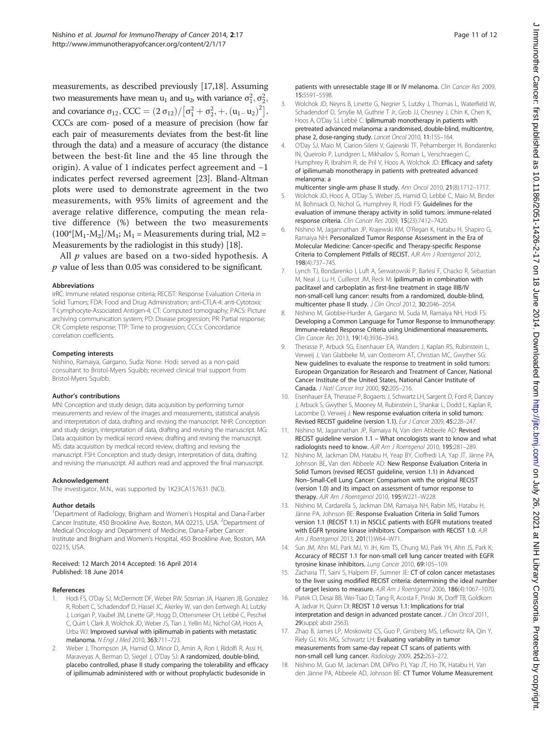measurements, as described previously [17,18]. Assuming two measurements have mean $u_1$ and $u_2$, with variance $\sigma_1^2, \sigma_2^2$, and covariance $\sigma_{12}$, $CCC = (2\,\sigma_{12})/\left[\sigma_1^2 + \sigma_2^2, +, (u_{1-}u_2)^2\right]$. CCCs are com- posed of a measure of precision (how far each pair of measurements deviates from the best-fit line through the data) and a measure of accuracy (the distance between the best-fit line and the 45 line through the origin). A value of 1 indicates perfect agreement and −1 indicates perfect reversed agreement [23]. Bland-Altman plots were used to demonstrate agreement in the two measurements, with 95% limits of agreement and the average relative difference, computing the mean relative difference (%) between the two measurements ($100^*[M_1\text{-}M_2]/M_1$; $M_1$ = Measurements during trial, M2 = Measurements by the radiologist in this study) [18].

All *p* values are based on a two-sided hypothesis. A *p* value of less than 0.05 was considered to be significant.

#### Abbreviations

irRC: Immune related response criteria; RECIST: Response Evaluation Criteria in Solid Tumors; FDA: Food and Drug Administration; anti-CTLA-4: anti-Cytotoxic T-Lymphocyte-Associated Antigen-4; CT: Computed tomography; PACS: Picture archiving communication system; PD: Disease progression; PR: Partial response; CR: Complete response; TTP: Time to progression; CCCs: Concordance correlation coefficients.

#### Competing interests

Nishino, Ramaiya, Gargano, Suda: None. Hodi: served as a non-paid consultant to Bristol-Myers Squibb; received clinical trial support from Bristol-Myers Squibb.

#### Author's contributions

MN: Conception and study design, data acquisition by performing tumor measurements and review of the images and measurements, statistical analysis and interpretation of data, drafting and revising the manuscript. NHR: Conception and study design, interpretation of data, drafting and revising the manuscript. MG: Data acquisition by medical record review, drafting and revising the manuscript. MS: data acquisition by medical record review, drafting and revising the manuscript. FSH: Conception and study design, interpretation of data, drafting and revising the manuscript. All authors read and approved the final manuscript.

#### Acknowledgement

The investigator, M.N., was supported by 1K23CA157631 (NCI).

#### Author details

[1]Department of Radiology, Brigham and Women's Hospital and Dana-Farber Cancer Institute, 450 Brookline Ave, Boston, MA 02215, USA. [2]Department of Medical Oncology and Department of Medicine, Dana-Farber Cancer Institute and Brigham and Women's Hospital, 450 Brookline Ave, Boston, MA 02215, USA.

Received: 12 March 2014 Accepted: 16 April 2014
Published: 18 June 2014

#### References

1. Hodi FS, O'Day SJ, McDermott DF, Weber RW, Sosman JA, Haanen JB, Gonzalez R, Robert C, Schadendorf D, Hassel JC, Akerley W, van den Eertwegh AJ, Lutzky J, Lorigan P, Vaubel JM, Linette GP, Hogg D, Ottensmeier CH, Lebbé C, Peschel C, Quirt I, Clark JI, Wolchok JD, Weber JS, Tian J, Yellin MJ, Nichol GM, Hoos A, Urba WJ: **Improved survival with ipilimumab in patients with metastatic melanoma.** *N Engl J Med* 2010, **363:**711–723.
2. Weber J, Thompson JA, Hamid O, Minor D, Amin A, Ron I, Ridolfi R, Assi H, Maraveyas A, Berman D, Siegel J, O'Day SJ: **A randomized, double-blind, placebo controlled, phase II study comparing the tolerability and efficacy of ipilimumab administered with or without prophylactic budesonide in patients with unresectable stage III or IV melanoma.** *Clin Cancer Res* 2009, **15:**5591–5598.
3. Wolchok JD, Neyns B, Linette G, Negrier S, Lutzky J, Thomas L, Waterfield W, Schadendorf D, Smylie M, Guthrie T Jr, Grob JJ, Chesney J, Chin K, Chen K, Hoos A, O'Day SJ, Lebbé C: **Ipilimumab monotherapy in patients with pretreated advanced melanoma: a randomised, double-blind, multicentre, phase 2, dose-ranging study.** *Lancet Oncol* 2010, **11:**155–164.
4. O'Day SJ, Maio M, Ciarion-Sileni V, Gajewski TF, Pehamberger H, Bondarenko IN, Queirolo P, Lundgren L, Mikhailov S, Roman L, Verschraegen C, Humphrey R, Ibrahim R, de Pril V, Hoos A, Wolchok JD: **Efficacy and safety of ipilimumab monotherapy in patients with pretreated advanced melanoma: a multicenter single-arm phase II study.** *Ann Oncol* 2010, **21**(8):1712–1717.
5. Wolchok JD, Hoos A, O'Day S, Weber JS, Hamid O, Lebbé C, Maio M, Binder M, Bohnsack O, Nichol G, Humphrey R, Hodi FS: **Guidelines for the evaluation of immune therapy activity in solid tumors: immune-related response criteria.** *Clin Cancer Res* 2009, **15**(23):7412–7420.
6. Nishino M, Jagannathan JP, Krajewski KM, O'Regan K, Hatabu H, Shapiro G, Ramaiya NH: **Personalized Tumor Response Assessment in the Era of Molecular Medicine: Cancer-specific and Therapy-specific Response Criteria to Complement Pitfalls of RECIST.** *AJR Am J Roentgenol* 2012, **198**(4):737–745.
7. Lynch TJ, Bondarenko I, Luft A, Serwatowski P, Barlesi F, Chacko R, Sebastian M, Neal J, Lu H, Cuillerot JM, Reck M: **Ipilimumab in combination with paclitaxel and carboplatin as first-line treatment in stage IIIB/IV non-small-cell lung cancer: results from a randomized, double-blind, multicenter phase II study.** *J Clin Oncol* 2012, **30:**2046–2054.
8. Nishino M, Giobbie-Hurder A, Gargano M, Suda M, Ramaiya NH, Hodi FS: **Developing a Common Language for Tumor Response to Immunotherapy: Immune-related Response Criteria using Unidimensional measurements.** *Clin Cancer Res* 2013, **19**(14):3936–3943.
9. Therasse P, Arbuck SG, Eisenhauer EA, Wanders J, Kaplan RS, Rubinstein L, Verweij J, Van Glabbeke M, van Oosterom AT, Christian MC, Gwyther SG: **New guidelines to evaluate the response to treatment in solid tumors: European Organization for Research and Treatment of Cancer, National Cancer Institute of the United States, National Cancer Institute of Canada.** *J Natl Cancer Inst* 2000, **92:**205–216.
10. Eisenhauer EA, Therasse P, Bogaerts J, Schwartz LH, Sargent D, Ford R, Dancey J, Arbuck S, Gwyther S, Mooney M, Rubinstein L, Shankar L, Dodd L, Kaplan R, Lacombe D, Verweij J: **New response evaluation criteria in solid tumours: Revised RECIST guideline (version 1.1).** *Eur J Cancer* 2009, **45:**228–247.
11. Nishino M, Jagannathan JP, Ramaiya N, Van den Abbeele AD: **Revised RECIST guideline version 1.1 – What oncologists want to know and what radiologists need to know.** *AJR Am J Roentgenol* 2010, **195:**281–289.
12. Nishino M, Jackman DM, Hatabu H, Yeap BY, Cioffredi LA, Yap JT, Jänne PA, Johnson BE, Van den Abbeele AD: **New Response Evaluation Criteria in Solid Tumors (revised RECIST guideline, version 1.1) in Advanced Non–Small-Cell Lung Cancer: Comparison with the original RECIST (version 1.0) and its impact on assessment of tumor response to therapy.** *AJR Am J Roentgenol* 2010, **195:**W221–W228.
13. Nishino M, Cardarella S, Jackman DM, Ramaiya NH, Rabin MS, Hatabu H, Jänne PA, Johnson BE: **Response Evaluation Criteria in Solid Tumors version 1.1 (RECIST 1.1) in NSCLC patients with EGFR mutations treated with EGFR tyrosine kinase inhibitors: Comparison with RECIST 1.0.** *AJR Am J Roentgenol* 2013, **201**(1):W64–W71.
14. Sun JM, Ahn MJ, Park MJ, Yi JH, Kim TS, Chung MJ, Park YH, Ahn JS, Park K: **Accuracy of RECIST 1.1 for non-small cell lung cancer treated with EGFR tyrosine kinase inhibitors.** *Lung Cancer* 2010, **69:**105–109.
15. Zacharia TT, Saini S, Halpern EF, Sumner JE: **CT of colon cancer metastases to the liver using modified RECIST criteria: determining the ideal number of target lesions to measure.** *AJR Am J Roentgenol* 2006, **186**(4):1067–1070.
16. Piatek CI, Desai BB, Wei-Tsao D, Tang R, Acosta F, Pinski JK, Dorff TB, Goldkorn A, Jadvar H, Quinn DI: **RECIST 1.0 versus 1.1: Implications for trial interpretation and design in advanced prostate cancer.** *J Clin Oncol* 2011, **29**(suppl; abstr 2563).
17. Zhao B, James LP, Moskowitz CS, Guo P, Ginsberg MS, Lefkowitz RA, Qin Y, Riely GJ, Kris MG, Schwartz LH: **Evaluating variability in tumor measurements from same-day repeat CT scans of patients with non-small cell lung cancer.** *Radiology* 2009, **252:**263–272.
18. Nishino M, Guo M, Jackman DM, DiPiro PJ, Yap JT, Ho TK, Hatabu H, Van den Jänne PA, Abbeele AD, Johnson BE: **CT Tumor Volume Measurement**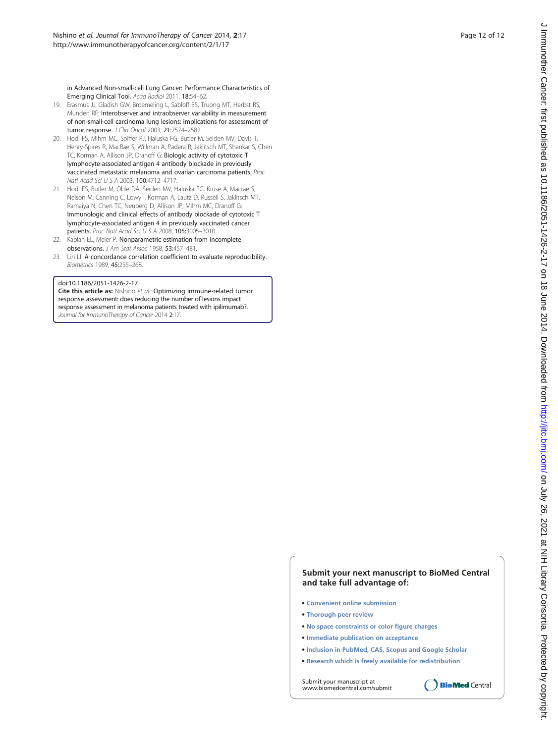in Advanced Non-small-cell Lung Cancer: Performance Characteristics of Emerging Clinical Tool. *Acad Radiol* 2011, **18**:54–62.

19. Erasmus JJ, Gladish GW, Broemeling L, Sabloff BS, Truong MT, Herbst RS, Munden RF: **Interobserver and intraobserver variability in measurement of non-small-cell carcinoma lung lesions: implications for assessment of tumor response.** *J Clin Oncol* 2003, **21**:2574–2582.
20. Hodi FS, Mihm MC, Soiffer RJ, Haluska FG, Butler M, Seiden MV, Davis T, Henry-Spires R, MacRae S, Willman A, Padera R, Jaklitsch MT, Shankar S, Chen TC, Korman A, Allison JP, Dranoff G: **Biologic activity of cytotoxic T lymphocyte-associated antigen 4 antibody blockade in previously vaccinated metastatic melanoma and ovarian carcinoma patients.** *Proc Natl Acad Sci U S A* 2003, **100**:4712–4717.
21. Hodi FS, Butler M, Oble DA, Seiden MV, Haluska FG, Kruse A, Macrae S, Nelson M, Canning C, Lowy I, Korman A, Lautz D, Russell S, Jaklitsch MT, Ramaiya N, Chen TC, Neuberg D, Allison JP, Mihm MC, Dranoff G: **Immunologic and clinical effects of antibody blockade of cytotoxic T lymphocyte-associated antigen 4 in previously vaccinated cancer patients.** *Proc Natl Acad Sci U S A* 2008, **105**:3005–3010.
22. Kaplan EL, Meier P: **Nonparametric estimation from incomplete observations.** *J Am Stat Assoc* 1958, **53**:457–481.
23. Lin LI: **A concordance correlation coefficient to evaluate reproducibility.** *Biometrics* 1989, **45**:255–268.

doi:10.1186/2051-1426-2-17
**Cite this article as:** Nishino *et al.*: Optimizing immune-related tumor response assessment: does reducing the number of lesions impact response assessment in melanoma patients treated with ipilimumab?. *Journal for ImmunoTherapy of Cancer* 2014 **2**:17.

**Submit your next manuscript to BioMed Central and take full advantage of:**

- **Convenient online submission**
- **Thorough peer review**
- **No space constraints or color figure charges**
- **Immediate publication on acceptance**
- **Inclusion in PubMed, CAS, Scopus and Google Scholar**
- **Research which is freely available for redistribution**

Submit your manuscript at
www.biomedcentral.com/submit

BioMed Central

J Immunother Cancer: first published as 10.1186/2051-1426-2-17 on 18 June 2014. Downloaded from http://jitc.bmj.com/ on July 26, 2021 at NIH Library Consortia. Protected by copyright.